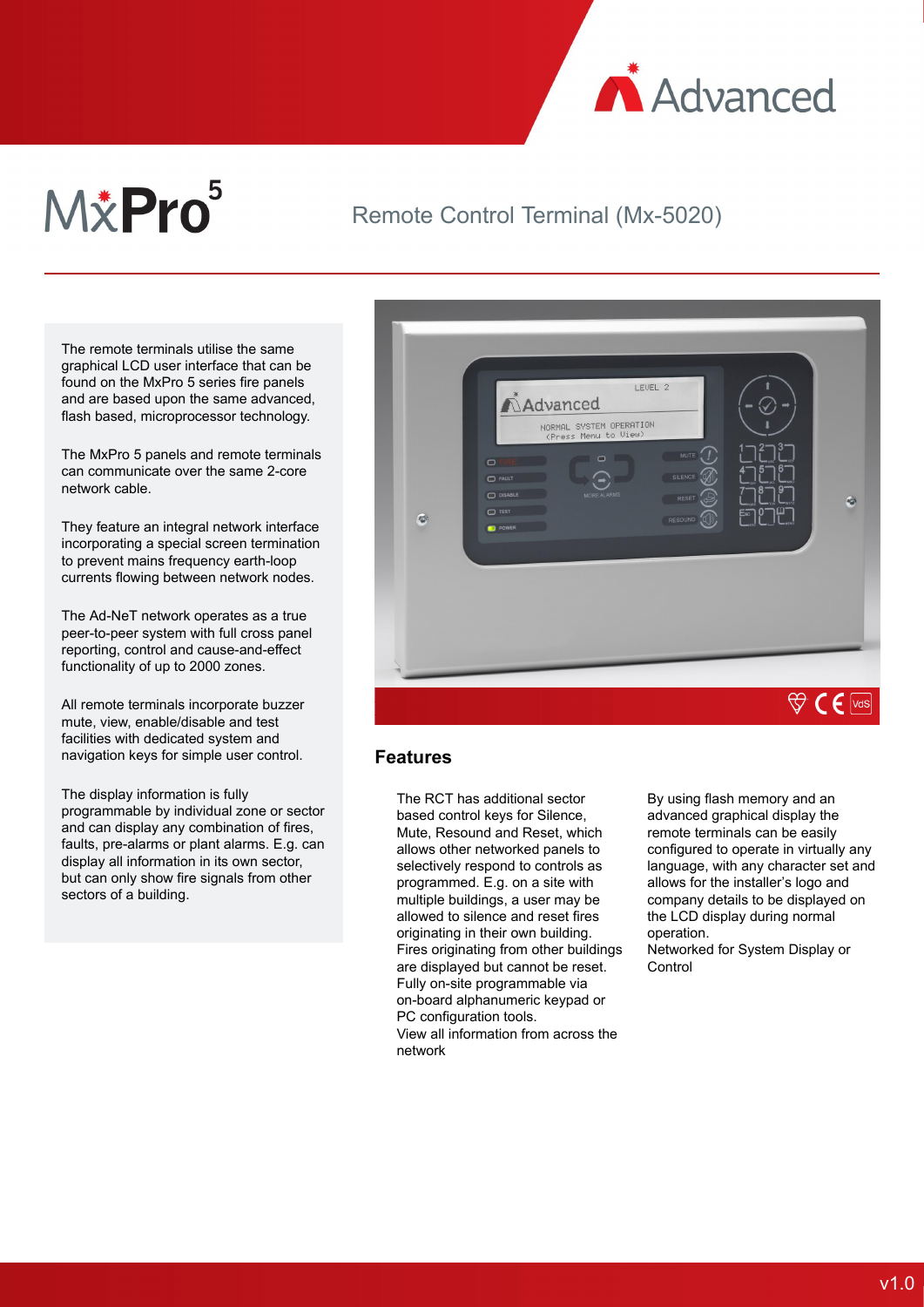# MxPro 5

## Remote Control Terminal (Mx-5020)

The remote terminals utilise the same graphical LCD user interface that can be found on the MxPro 5 series fire panels and are based upon the same advanced, flash based, microprocessor technology.

The MxPro 5 panels and remote terminals can communicate over the same 2-core network cable.

They feature an integral network interface incorporating a special screen termination to prevent mains frequency earth-loop currents flowing between network nodes.

The Ad-NeT network operates as a true peer-to-peer system with full cross panel reporting, control and cause-and-effect functionality of up to 2000 zones.

All remote terminals incorporate buzzer mute, view, enable/disable and test facilities with dedicated system and navigation keys for simple user control.

The display information is fully programmable by individual zone or sector and can display any combination of fires, faults, pre-alarms or plant alarms. E.g. can display all information in its own sector, but can only show fire signals from other sectors of a building.

## Features

The RCT has additional sector based control keys for Silence, Mute, Resound and Reset, which allows other networked panels to selectively respond to controls as programmed. E.g. on a site with multiple buildings, a user may be allowed to silence and reset fires originating in their own building. Fires originating from other buildings are displayed but cannot be reset.

Fully on-site programmable via on-board alphanumeric keypad or PC configuration tools.

View all information from across the network

By using flash memory and an advanced graphical display the remote terminals can be easily configured to operate in virtually any language, with any character set and allows for the installer's logo and company details to be displayed on the LCD display during normal operation.

Networked for System Display or Control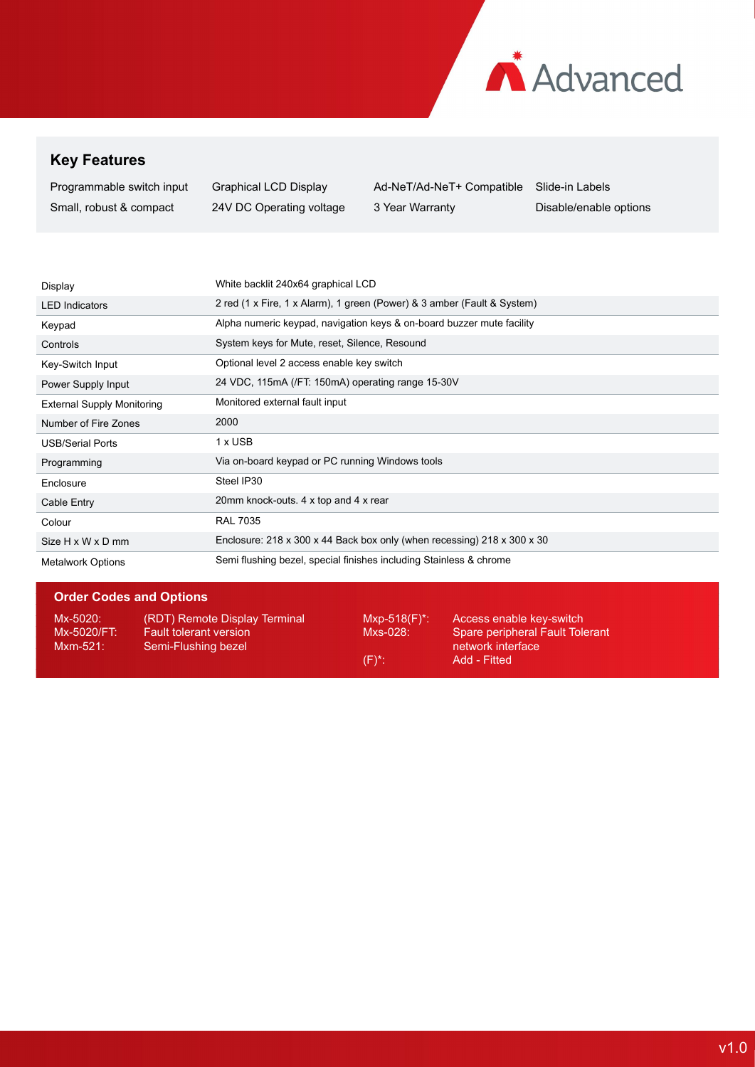## Key Features

| | | | |
|---|---|---|---|
| Programmable switch input | Graphical LCD Display | Ad-NeT/Ad-NeT+ Compatible | Slide-in Labels |
| Small, robust & compact | 24V DC Operating voltage | 3 Year Warranty | Disable/enable options |

| | |
|---|---|
| Display | White backlit 240x64 graphical LCD |
| LED Indicators | 2 red (1 x Fire, 1 x Alarm), 1 green (Power) & 3 amber (Fault & System) |
| Keypad | Alpha numeric keypad, navigation keys & on-board buzzer mute facility |
| Controls | System keys for Mute, reset, Silence, Resound |
| Key-Switch Input | Optional level 2 access enable key switch |
| Power Supply Input | 24 VDC, 115mA (/FT: 150mA) operating range 15-30V |
| External Supply Monitoring | Monitored external fault input |
| Number of Fire Zones | 2000 |
| USB/Serial Ports | 1 x USB |
| Programming | Via on-board keypad or PC running Windows tools |
| Enclosure | Steel IP30 |
| Cable Entry | 20mm knock-outs. 4 x top and 4 x rear |
| Colour | RAL 7035 |
| Size H x W x D mm | Enclosure: 218 x 300 x 44 Back box only (when recessing) 218 x 300 x 30 |
| Metalwork Options | Semi flushing bezel, special finishes including Stainless & chrome |

## Order Codes and Options

| | |
|---|---|
| Mx-5020: | (RDT) Remote Display Terminal |
| Mx-5020/FT: | Fault tolerant version |
| Mxm-521: | Semi-Flushing bezel |
| Mxp-518(F)*: | Access enable key-switch |
| Mxs-028: | Spare peripheral Fault Tolerant network interface |
| (F)*: | Add - Fitted |

v1.0